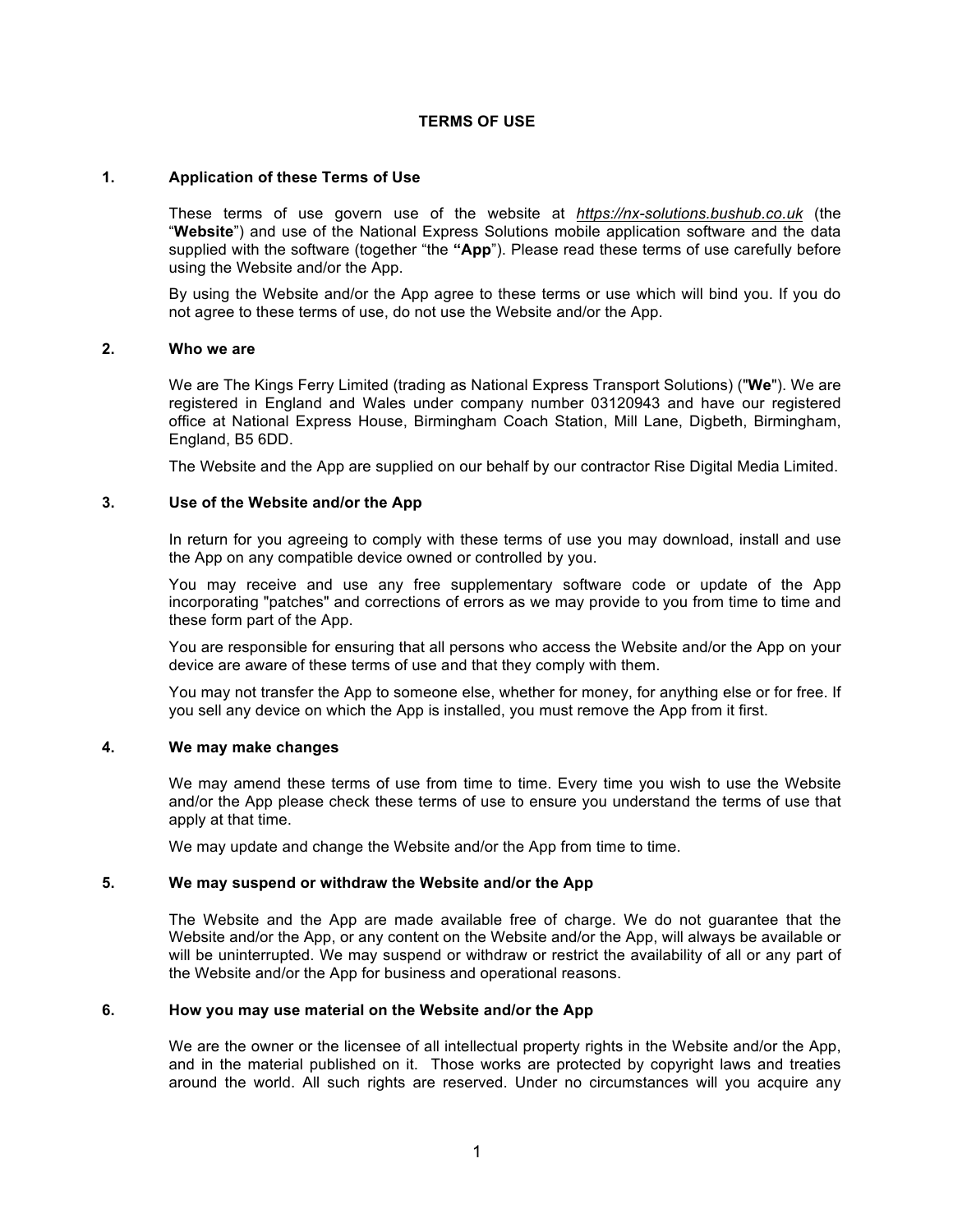# TERMS OF USE

## 1. Application of these Terms of Use

These terms of use govern use of the website at *https://nx-solutions.bushub.co.uk* (the "**Website**") and use of the National Express Solutions mobile application software and the data supplied with the software (together "the **"App**"). Please read these terms of use carefully before using the Website and/or the App.

By using the Website and/or the App agree to these terms or use which will bind you. If you do not agree to these terms of use, do not use the Website and/or the App.

## 2. Who we are

We are The Kings Ferry Limited (trading as National Express Transport Solutions) ("**We**"). We are registered in England and Wales under company number 03120943 and have our registered office at National Express House, Birmingham Coach Station, Mill Lane, Digbeth, Birmingham, England, B5 6DD.

The Website and the App are supplied on our behalf by our contractor Rise Digital Media Limited.

## 3. Use of the Website and/or the App

In return for you agreeing to comply with these terms of use you may download, install and use the App on any compatible device owned or controlled by you.

You may receive and use any free supplementary software code or update of the App incorporating "patches" and corrections of errors as we may provide to you from time to time and these form part of the App.

You are responsible for ensuring that all persons who access the Website and/or the App on your device are aware of these terms of use and that they comply with them.

You may not transfer the App to someone else, whether for money, for anything else or for free. If you sell any device on which the App is installed, you must remove the App from it first.

## 4. We may make changes

We may amend these terms of use from time to time. Every time you wish to use the Website and/or the App please check these terms of use to ensure you understand the terms of use that apply at that time.

We may update and change the Website and/or the App from time to time.

## 5. We may suspend or withdraw the Website and/or the App

The Website and the App are made available free of charge. We do not guarantee that the Website and/or the App, or any content on the Website and/or the App, will always be available or will be uninterrupted. We may suspend or withdraw or restrict the availability of all or any part of the Website and/or the App for business and operational reasons.

## 6. How you may use material on the Website and/or the App

We are the owner or the licensee of all intellectual property rights in the Website and/or the App, and in the material published on it. Those works are protected by copyright laws and treaties around the world. All such rights are reserved. Under no circumstances will you acquire any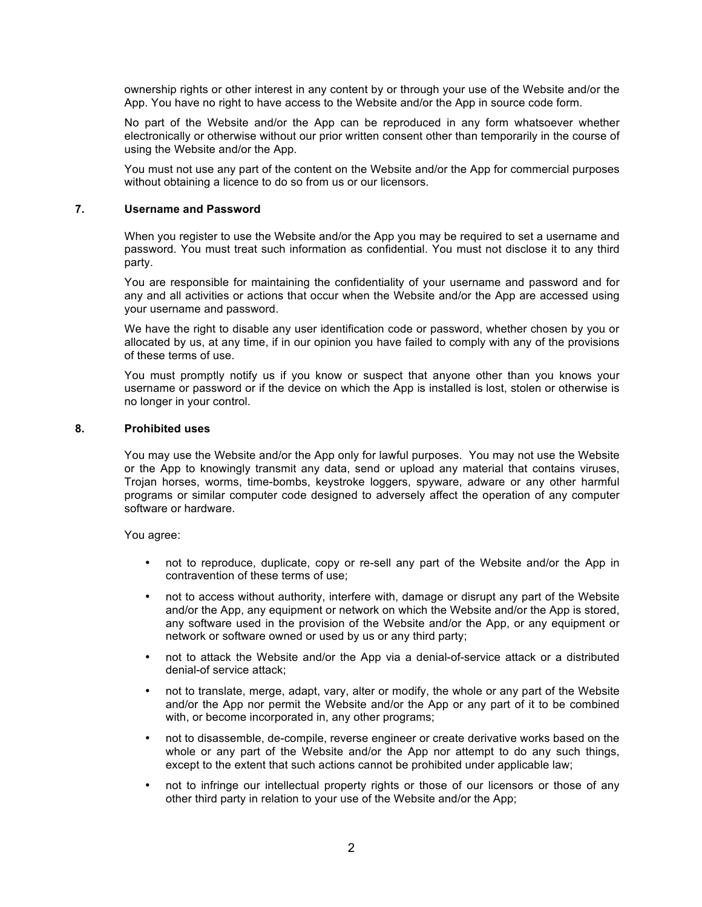ownership rights or other interest in any content by or through your use of the Website and/or the App. You have no right to have access to the Website and/or the App in source code form.

No part of the Website and/or the App can be reproduced in any form whatsoever whether electronically or otherwise without our prior written consent other than temporarily in the course of using the Website and/or the App.

You must not use any part of the content on the Website and/or the App for commercial purposes without obtaining a licence to do so from us or our licensors.

## 7. Username and Password

When you register to use the Website and/or the App you may be required to set a username and password. You must treat such information as confidential. You must not disclose it to any third party.

You are responsible for maintaining the confidentiality of your username and password and for any and all activities or actions that occur when the Website and/or the App are accessed using your username and password.

We have the right to disable any user identification code or password, whether chosen by you or allocated by us, at any time, if in our opinion you have failed to comply with any of the provisions of these terms of use.

You must promptly notify us if you know or suspect that anyone other than you knows your username or password or if the device on which the App is installed is lost, stolen or otherwise is no longer in your control.

## 8. Prohibited uses

You may use the Website and/or the App only for lawful purposes. You may not use the Website or the App to knowingly transmit any data, send or upload any material that contains viruses, Trojan horses, worms, time-bombs, keystroke loggers, spyware, adware or any other harmful programs or similar computer code designed to adversely affect the operation of any computer software or hardware.

You agree:

- not to reproduce, duplicate, copy or re-sell any part of the Website and/or the App in contravention of these terms of use;
- not to access without authority, interfere with, damage or disrupt any part of the Website and/or the App, any equipment or network on which the Website and/or the App is stored, any software used in the provision of the Website and/or the App, or any equipment or network or software owned or used by us or any third party;
- not to attack the Website and/or the App via a denial-of-service attack or a distributed denial-of service attack;
- not to translate, merge, adapt, vary, alter or modify, the whole or any part of the Website and/or the App nor permit the Website and/or the App or any part of it to be combined with, or become incorporated in, any other programs;
- not to disassemble, de-compile, reverse engineer or create derivative works based on the whole or any part of the Website and/or the App nor attempt to do any such things, except to the extent that such actions cannot be prohibited under applicable law;
- not to infringe our intellectual property rights or those of our licensors or those of any other third party in relation to your use of the Website and/or the App;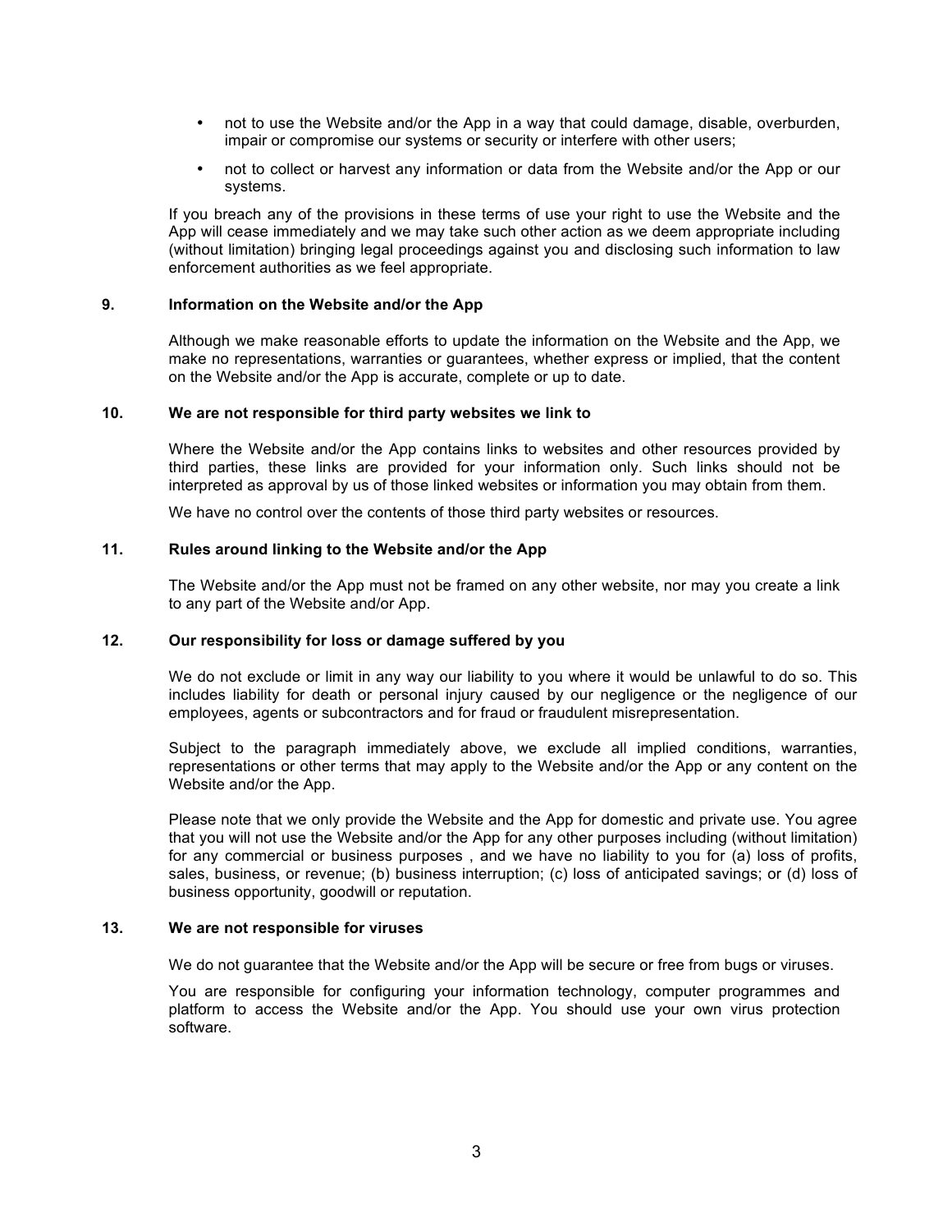- not to use the Website and/or the App in a way that could damage, disable, overburden, impair or compromise our systems or security or interfere with other users;
- not to collect or harvest any information or data from the Website and/or the App or our systems.

If you breach any of the provisions in these terms of use your right to use the Website and the App will cease immediately and we may take such other action as we deem appropriate including (without limitation) bringing legal proceedings against you and disclosing such information to law enforcement authorities as we feel appropriate.

### 9. Information on the Website and/or the App

Although we make reasonable efforts to update the information on the Website and the App, we make no representations, warranties or guarantees, whether express or implied, that the content on the Website and/or the App is accurate, complete or up to date.

### 10. We are not responsible for third party websites we link to

Where the Website and/or the App contains links to websites and other resources provided by third parties, these links are provided for your information only. Such links should not be interpreted as approval by us of those linked websites or information you may obtain from them.

We have no control over the contents of those third party websites or resources.

### 11. Rules around linking to the Website and/or the App

The Website and/or the App must not be framed on any other website, nor may you create a link to any part of the Website and/or App.

### 12. Our responsibility for loss or damage suffered by you

We do not exclude or limit in any way our liability to you where it would be unlawful to do so. This includes liability for death or personal injury caused by our negligence or the negligence of our employees, agents or subcontractors and for fraud or fraudulent misrepresentation.

Subject to the paragraph immediately above, we exclude all implied conditions, warranties, representations or other terms that may apply to the Website and/or the App or any content on the Website and/or the App.

Please note that we only provide the Website and the App for domestic and private use. You agree that you will not use the Website and/or the App for any other purposes including (without limitation) for any commercial or business purposes , and we have no liability to you for (a) loss of profits, sales, business, or revenue; (b) business interruption; (c) loss of anticipated savings; or (d) loss of business opportunity, goodwill or reputation.

### 13. We are not responsible for viruses

We do not guarantee that the Website and/or the App will be secure or free from bugs or viruses.

You are responsible for configuring your information technology, computer programmes and platform to access the Website and/or the App. You should use your own virus protection software.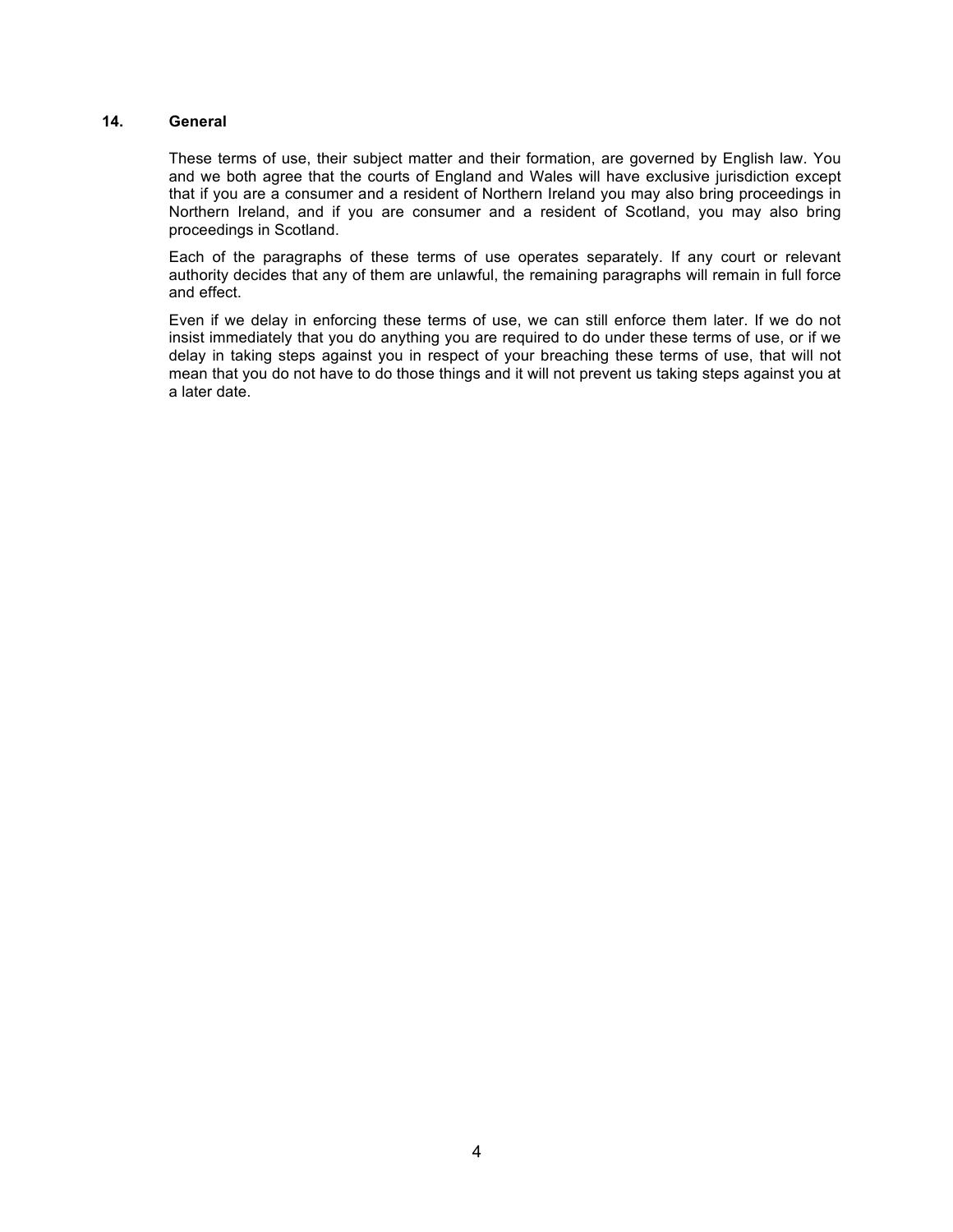## 14. General

These terms of use, their subject matter and their formation, are governed by English law. You and we both agree that the courts of England and Wales will have exclusive jurisdiction except that if you are a consumer and a resident of Northern Ireland you may also bring proceedings in Northern Ireland, and if you are consumer and a resident of Scotland, you may also bring proceedings in Scotland.

Each of the paragraphs of these terms of use operates separately. If any court or relevant authority decides that any of them are unlawful, the remaining paragraphs will remain in full force and effect.

Even if we delay in enforcing these terms of use, we can still enforce them later. If we do not insist immediately that you do anything you are required to do under these terms of use, or if we delay in taking steps against you in respect of your breaching these terms of use, that will not mean that you do not have to do those things and it will not prevent us taking steps against you at a later date.